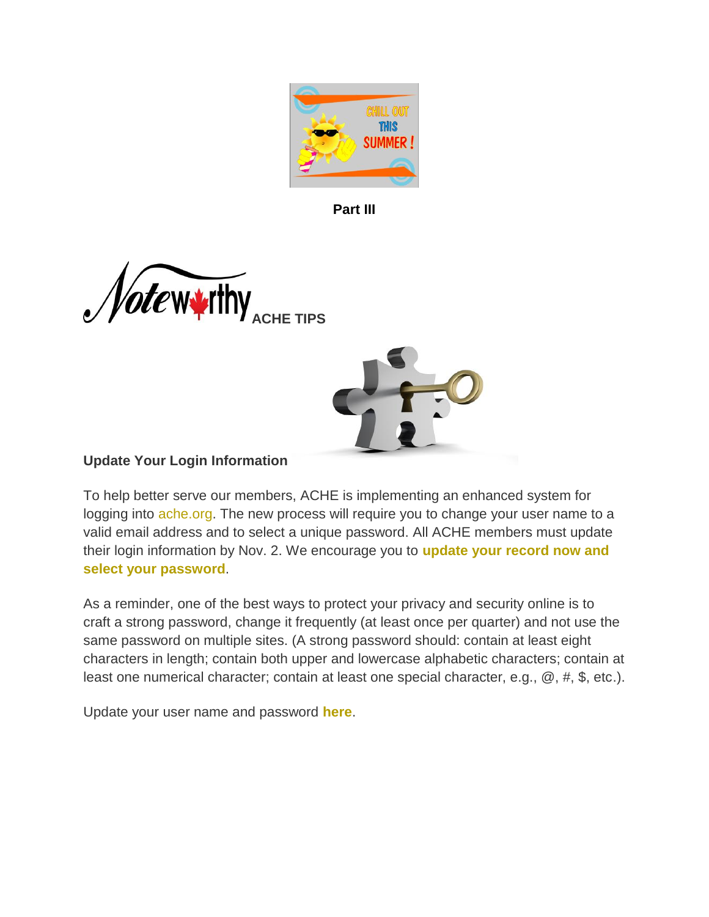**Part III**

**Noteworthy ACHE TIPS**

**Update Your Login Information**

To help better serve our members, ACHE is implementing an enhanced system for logging into ache.org. The new process will require you to change your user name to a valid email address and to select a unique password. All ACHE members must update their login information by Nov. 2. We encourage you to **update your record now and select your password**.

As a reminder, one of the best ways to protect your privacy and security online is to craft a strong password, change it frequently (at least once per quarter) and not use the same password on multiple sites. (A strong password should: contain at least eight characters in length; contain both upper and lowercase alphabetic characters; contain at least one numerical character; contain at least one special character, e.g., @, #, $, etc.).

Update your user name and password **here**.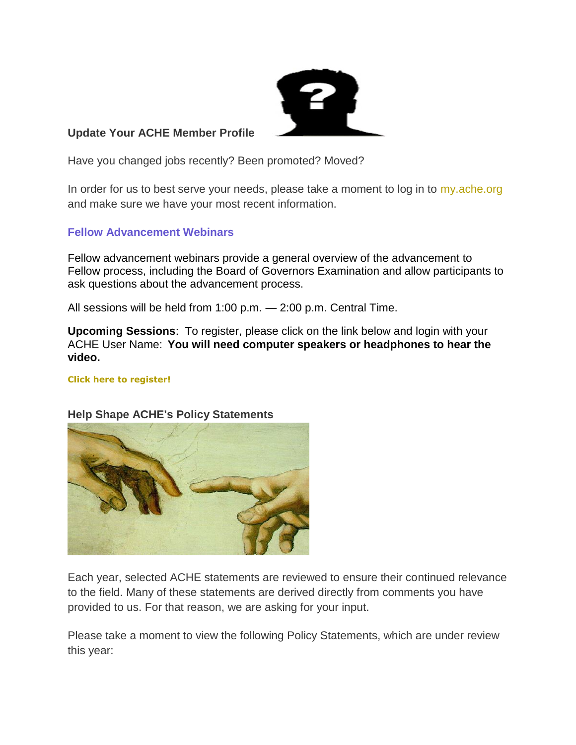**Update Your ACHE Member Profile**

Have you changed jobs recently? Been promoted? Moved?

In order for us to best serve your needs, please take a moment to log in to my.ache.org and make sure we have your most recent information.

**Fellow Advancement Webinars**

Fellow advancement webinars provide a general overview of the advancement to Fellow process, including the Board of Governors Examination and allow participants to ask questions about the advancement process.

All sessions will be held from 1:00 p.m. — 2:00 p.m. Central Time.

**Upcoming Sessions**: To register, please click on the link below and login with your ACHE User Name: **You will need computer speakers or headphones to hear the video.**

**Click here to register!**

**Help Shape ACHE's Policy Statements**

Each year, selected ACHE statements are reviewed to ensure their continued relevance to the field. Many of these statements are derived directly from comments you have provided to us. For that reason, we are asking for your input.

Please take a moment to view the following Policy Statements, which are under review this year: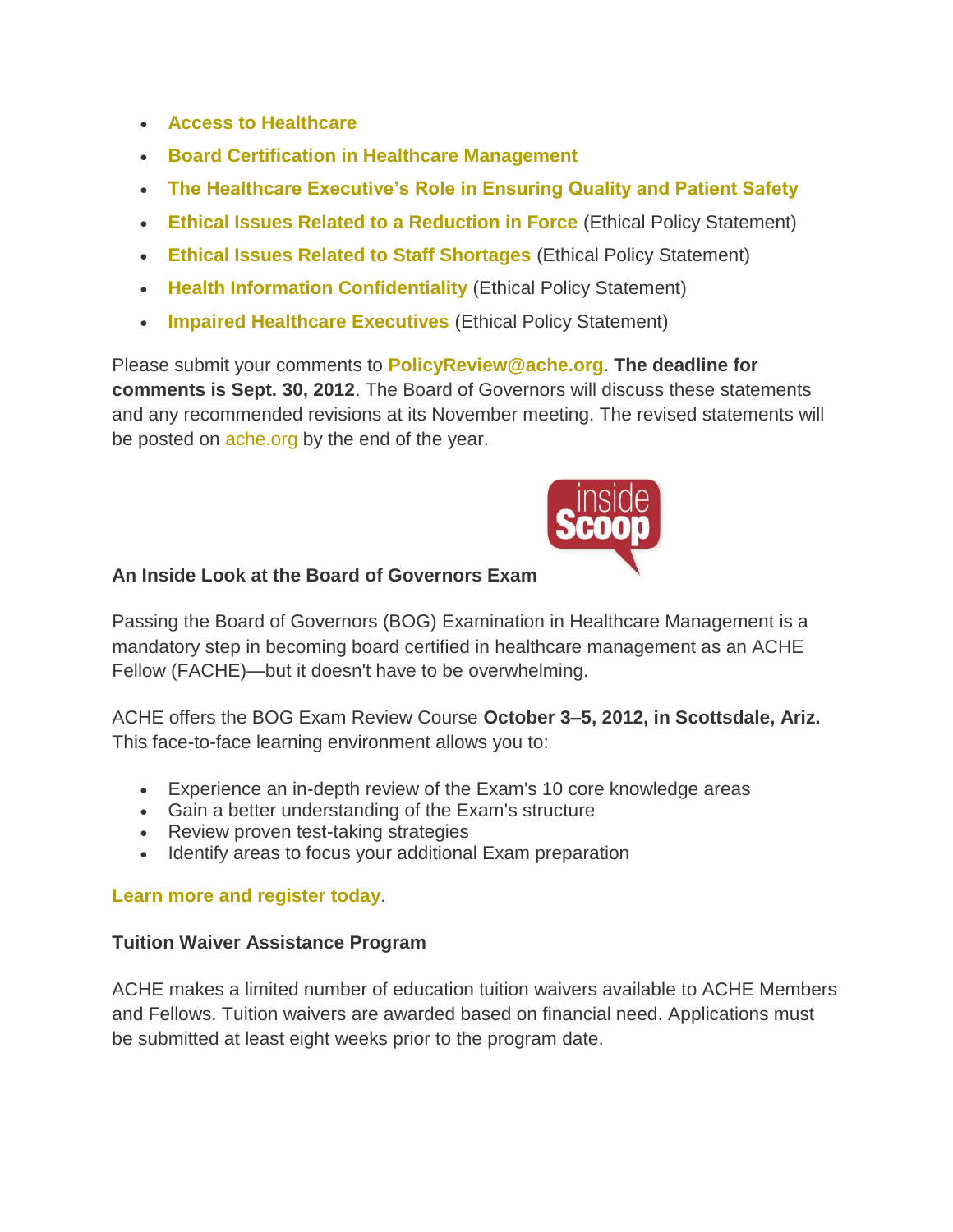- **Access to Healthcare**
- **Board Certification in Healthcare Management**
- **The Healthcare Executive's Role in Ensuring Quality and Patient Safety**
- **Ethical Issues Related to a Reduction in Force** (Ethical Policy Statement)
- **Ethical Issues Related to Staff Shortages** (Ethical Policy Statement)
- **Health Information Confidentiality** (Ethical Policy Statement)
- **Impaired Healthcare Executives** (Ethical Policy Statement)

Please submit your comments to **PolicyReview@ache.org**. **The deadline for comments is Sept. 30, 2012**. The Board of Governors will discuss these statements and any recommended revisions at its November meeting. The revised statements will be posted on ache.org by the end of the year.

**An Inside Look at the Board of Governors Exam**

Passing the Board of Governors (BOG) Examination in Healthcare Management is a mandatory step in becoming board certified in healthcare management as an ACHE Fellow (FACHE)—but it doesn't have to be overwhelming.

ACHE offers the BOG Exam Review Course **October 3–5, 2012, in Scottsdale, Ariz.** This face-to-face learning environment allows you to:

- Experience an in-depth review of the Exam's 10 core knowledge areas
- Gain a better understanding of the Exam's structure
- Review proven test-taking strategies
- Identify areas to focus your additional Exam preparation

**Learn more and register today**.

**Tuition Waiver Assistance Program**

ACHE makes a limited number of education tuition waivers available to ACHE Members and Fellows. Tuition waivers are awarded based on financial need. Applications must be submitted at least eight weeks prior to the program date.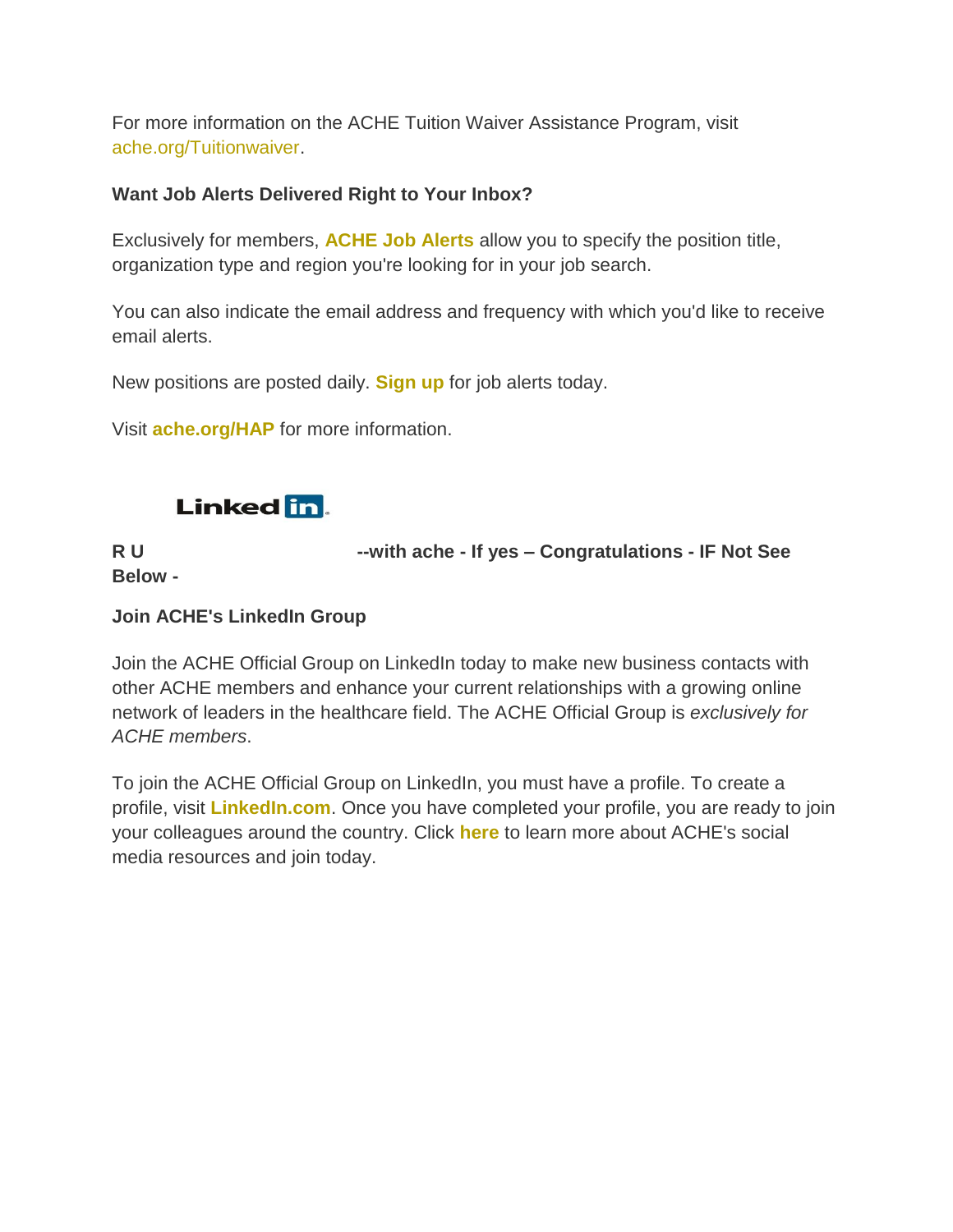For more information on the ACHE Tuition Waiver Assistance Program, visit ache.org/Tuitionwaiver.

**Want Job Alerts Delivered Right to Your Inbox?**

Exclusively for members, **ACHE Job Alerts** allow you to specify the position title, organization type and region you're looking for in your job search.

You can also indicate the email address and frequency with which you'd like to receive email alerts.

New positions are posted daily. **Sign up** for job alerts today.

Visit **ache.org/HAP** for more information.

**R U --with ache - If yes – Congratulations - IF Not See Below -**

**Join ACHE's LinkedIn Group**

Join the ACHE Official Group on LinkedIn today to make new business contacts with other ACHE members and enhance your current relationships with a growing online network of leaders in the healthcare field. The ACHE Official Group is *exclusively for ACHE members*.

To join the ACHE Official Group on LinkedIn, you must have a profile. To create a profile, visit **LinkedIn.com**. Once you have completed your profile, you are ready to join your colleagues around the country. Click **here** to learn more about ACHE's social media resources and join today.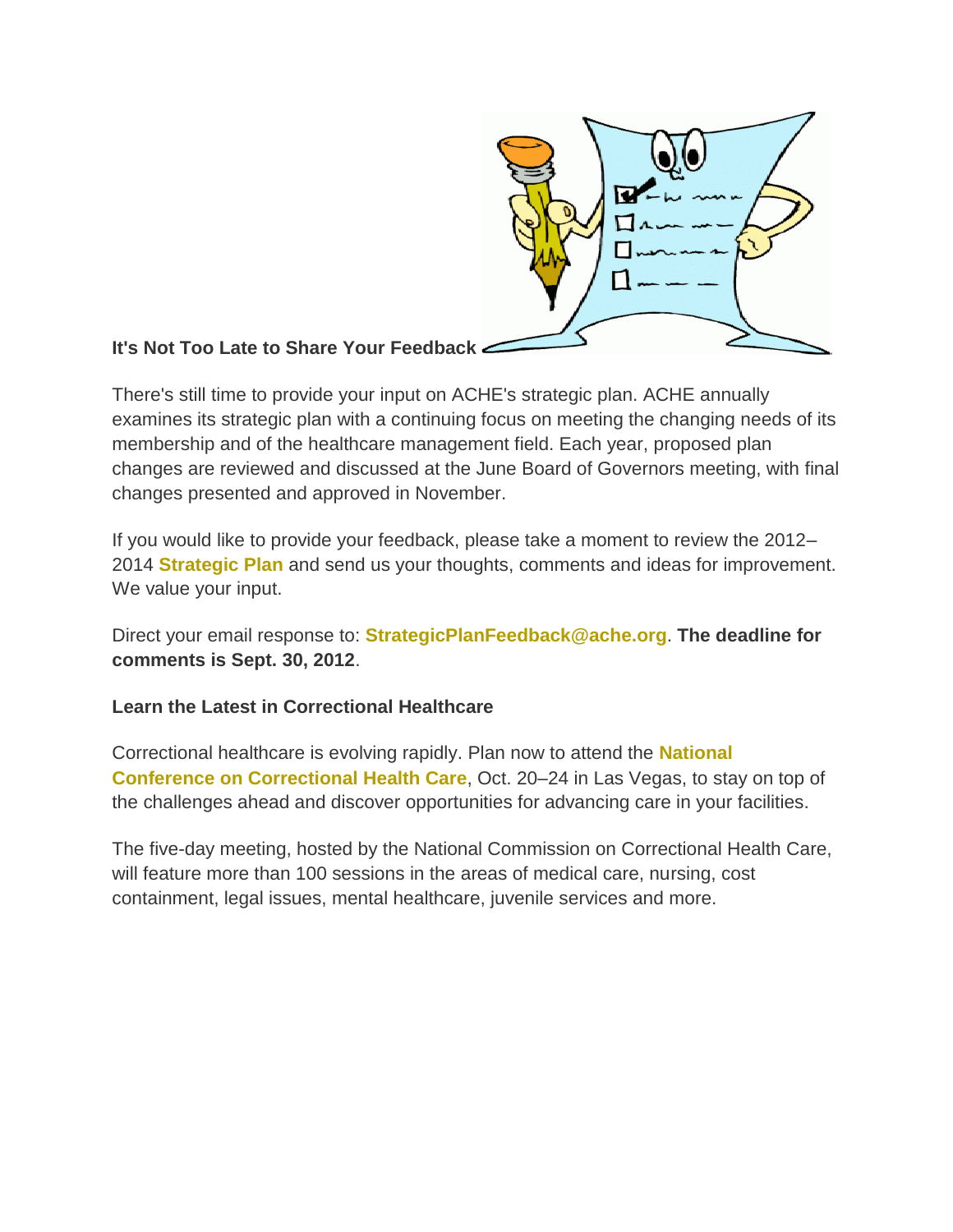**It's Not Too Late to Share Your Feedback**

There's still time to provide your input on ACHE's strategic plan. ACHE annually examines its strategic plan with a continuing focus on meeting the changing needs of its membership and of the healthcare management field. Each year, proposed plan changes are reviewed and discussed at the June Board of Governors meeting, with final changes presented and approved in November.

If you would like to provide your feedback, please take a moment to review the 2012–2014 **Strategic Plan** and send us your thoughts, comments and ideas for improvement. We value your input.

Direct your email response to: **StrategicPlanFeedback@ache.org**. **The deadline for comments is Sept. 30, 2012**.

**Learn the Latest in Correctional Healthcare**

Correctional healthcare is evolving rapidly. Plan now to attend the **National Conference on Correctional Health Care**, Oct. 20–24 in Las Vegas, to stay on top of the challenges ahead and discover opportunities for advancing care in your facilities.

The five-day meeting, hosted by the National Commission on Correctional Health Care, will feature more than 100 sessions in the areas of medical care, nursing, cost containment, legal issues, mental healthcare, juvenile services and more.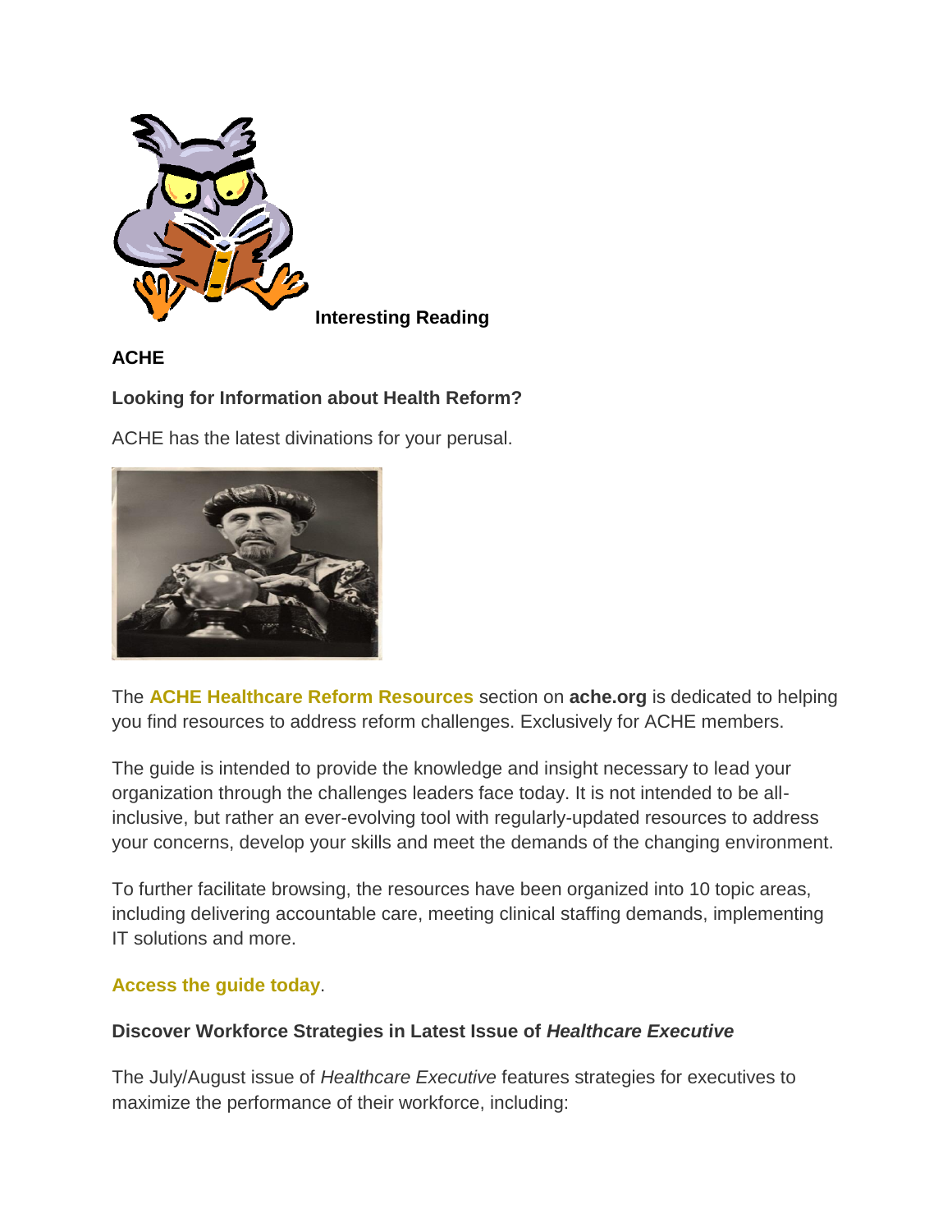**Interesting Reading**

**ACHE**

**Looking for Information about Health Reform?**

ACHE has the latest divinations for your perusal.

The **ACHE Healthcare Reform Resources** section on **ache.org** is dedicated to helping you find resources to address reform challenges. Exclusively for ACHE members.

The guide is intended to provide the knowledge and insight necessary to lead your organization through the challenges leaders face today. It is not intended to be all-inclusive, but rather an ever-evolving tool with regularly-updated resources to address your concerns, develop your skills and meet the demands of the changing environment.

To further facilitate browsing, the resources have been organized into 10 topic areas, including delivering accountable care, meeting clinical staffing demands, implementing IT solutions and more.

**Access the guide today**.

**Discover Workforce Strategies in Latest Issue of *Healthcare Executive***

The July/August issue of *Healthcare Executive* features strategies for executives to maximize the performance of their workforce, including: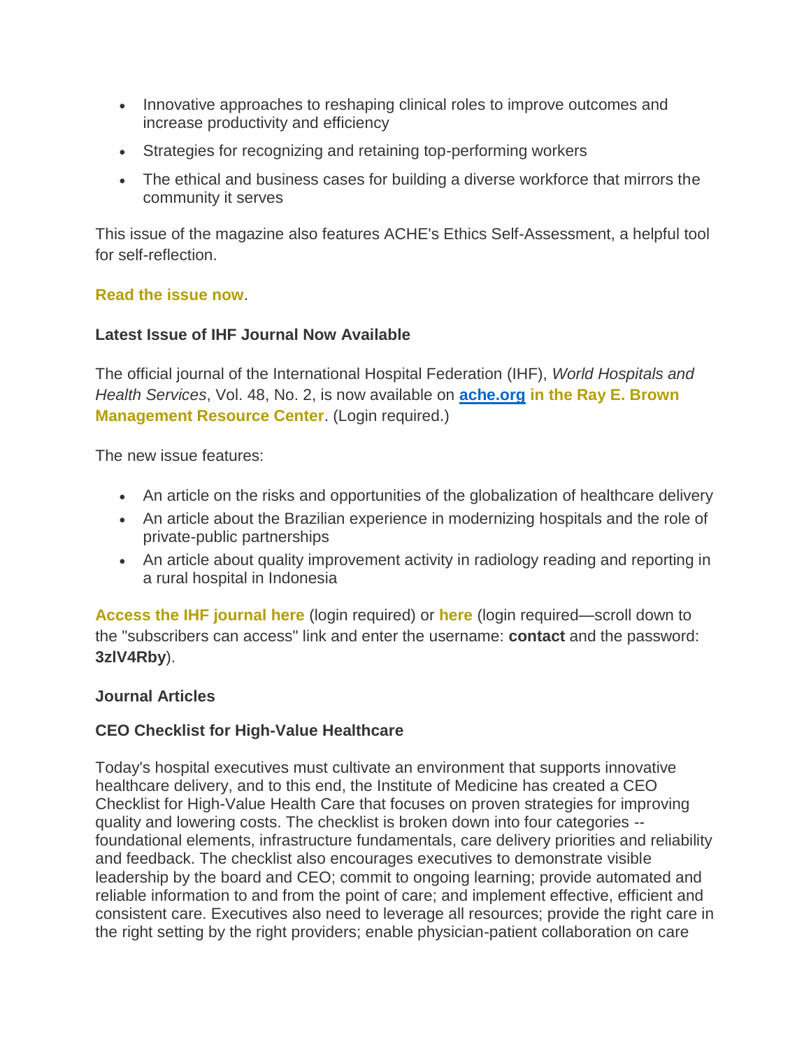- Innovative approaches to reshaping clinical roles to improve outcomes and increase productivity and efficiency
- Strategies for recognizing and retaining top-performing workers
- The ethical and business cases for building a diverse workforce that mirrors the community it serves

This issue of the magazine also features ACHE's Ethics Self-Assessment, a helpful tool for self-reflection.

**Read the issue now**.

**Latest Issue of IHF Journal Now Available**

The official journal of the International Hospital Federation (IHF), *World Hospitals and Health Services*, Vol. 48, No. 2, is now available on **ache.org in the Ray E. Brown Management Resource Center**. (Login required.)

The new issue features:

- An article on the risks and opportunities of the globalization of healthcare delivery
- An article about the Brazilian experience in modernizing hospitals and the role of private-public partnerships
- An article about quality improvement activity in radiology reading and reporting in a rural hospital in Indonesia

**Access the IHF journal here** (login required) or **here** (login required—scroll down to the "subscribers can access" link and enter the username: **contact** and the password: **3zlV4Rby**).

**Journal Articles**

**CEO Checklist for High-Value Healthcare**

Today's hospital executives must cultivate an environment that supports innovative healthcare delivery, and to this end, the Institute of Medicine has created a CEO Checklist for High-Value Health Care that focuses on proven strategies for improving quality and lowering costs. The checklist is broken down into four categories -- foundational elements, infrastructure fundamentals, care delivery priorities and reliability and feedback. The checklist also encourages executives to demonstrate visible leadership by the board and CEO; commit to ongoing learning; provide automated and reliable information to and from the point of care; and implement effective, efficient and consistent care. Executives also need to leverage all resources; provide the right care in the right setting by the right providers; enable physician-patient collaboration on care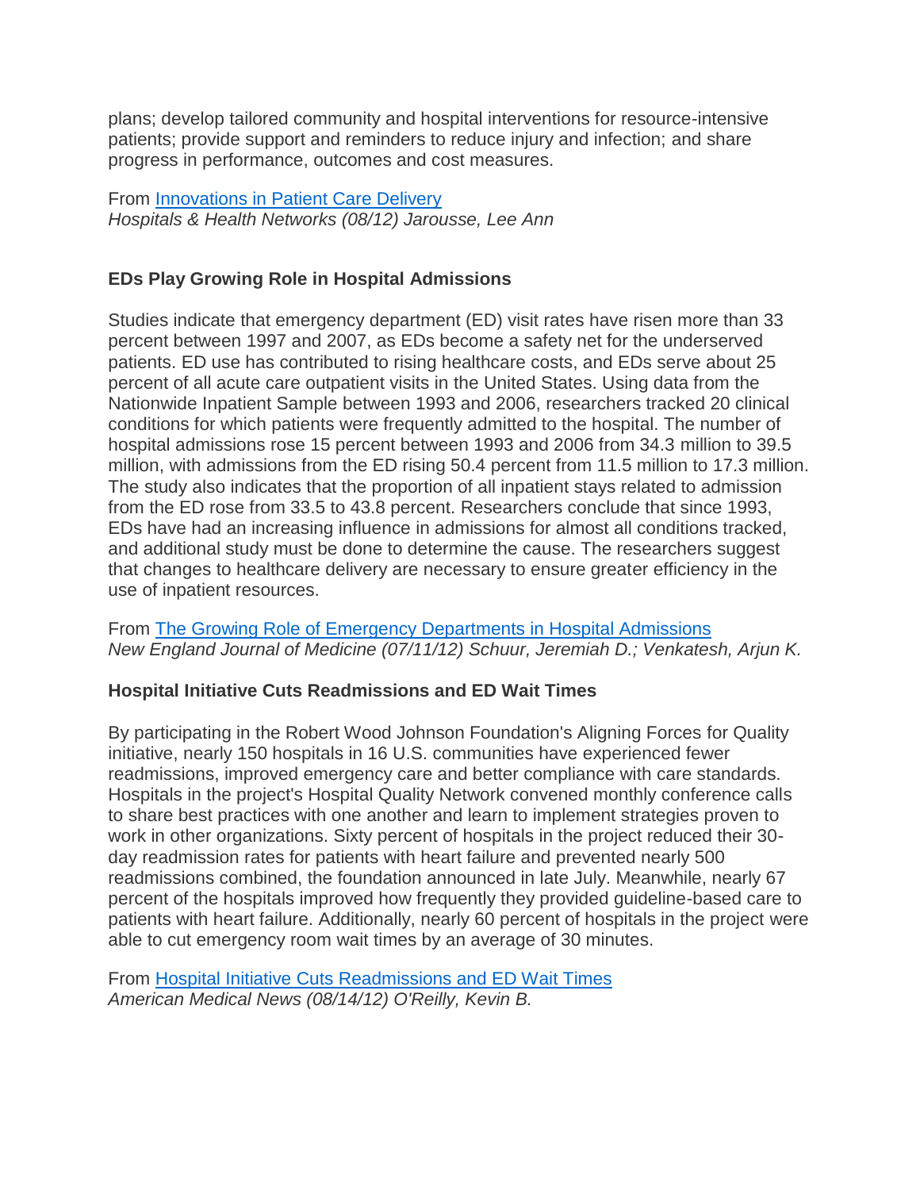plans; develop tailored community and hospital interventions for resource-intensive patients; provide support and reminders to reduce injury and infection; and share progress in performance, outcomes and cost measures.

From [Innovations in Patient Care Delivery]
*Hospitals & Health Networks (08/12) Jarousse, Lee Ann*

**EDs Play Growing Role in Hospital Admissions**

Studies indicate that emergency department (ED) visit rates have risen more than 33 percent between 1997 and 2007, as EDs become a safety net for the underserved patients. ED use has contributed to rising healthcare costs, and EDs serve about 25 percent of all acute care outpatient visits in the United States. Using data from the Nationwide Inpatient Sample between 1993 and 2006, researchers tracked 20 clinical conditions for which patients were frequently admitted to the hospital. The number of hospital admissions rose 15 percent between 1993 and 2006 from 34.3 million to 39.5 million, with admissions from the ED rising 50.4 percent from 11.5 million to 17.3 million. The study also indicates that the proportion of all inpatient stays related to admission from the ED rose from 33.5 to 43.8 percent. Researchers conclude that since 1993, EDs have had an increasing influence in admissions for almost all conditions tracked, and additional study must be done to determine the cause. The researchers suggest that changes to healthcare delivery are necessary to ensure greater efficiency in the use of inpatient resources.

From [The Growing Role of Emergency Departments in Hospital Admissions]
*New England Journal of Medicine (07/11/12) Schuur, Jeremiah D.; Venkatesh, Arjun K.*

**Hospital Initiative Cuts Readmissions and ED Wait Times**

By participating in the Robert Wood Johnson Foundation's Aligning Forces for Quality initiative, nearly 150 hospitals in 16 U.S. communities have experienced fewer readmissions, improved emergency care and better compliance with care standards. Hospitals in the project's Hospital Quality Network convened monthly conference calls to share best practices with one another and learn to implement strategies proven to work in other organizations. Sixty percent of hospitals in the project reduced their 30-day readmission rates for patients with heart failure and prevented nearly 500 readmissions combined, the foundation announced in late July. Meanwhile, nearly 67 percent of the hospitals improved how frequently they provided guideline-based care to patients with heart failure. Additionally, nearly 60 percent of hospitals in the project were able to cut emergency room wait times by an average of 30 minutes.

From [Hospital Initiative Cuts Readmissions and ED Wait Times]
*American Medical News (08/14/12) O'Reilly, Kevin B.*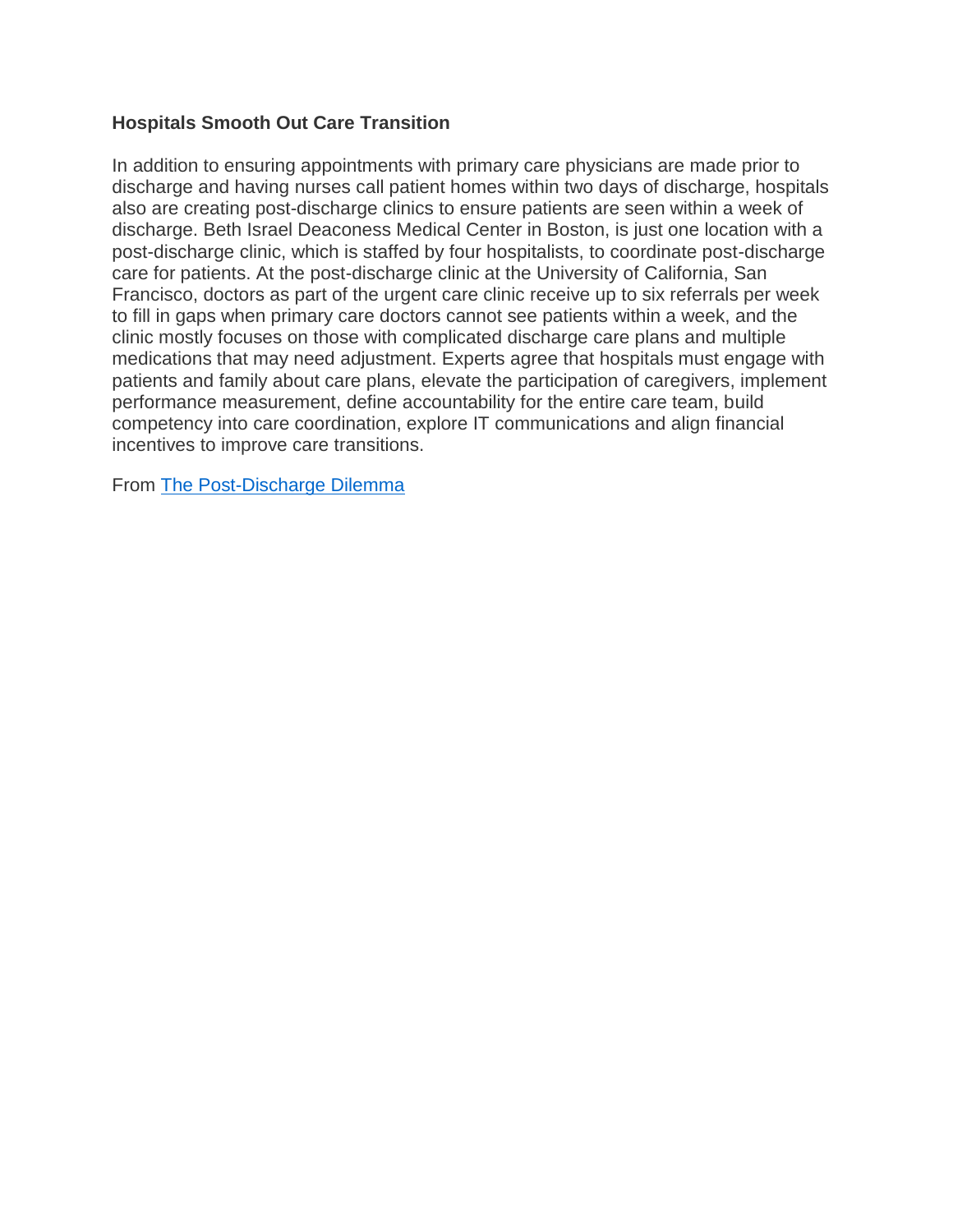**Hospitals Smooth Out Care Transition**

In addition to ensuring appointments with primary care physicians are made prior to discharge and having nurses call patient homes within two days of discharge, hospitals also are creating post-discharge clinics to ensure patients are seen within a week of discharge. Beth Israel Deaconess Medical Center in Boston, is just one location with a post-discharge clinic, which is staffed by four hospitalists, to coordinate post-discharge care for patients. At the post-discharge clinic at the University of California, San Francisco, doctors as part of the urgent care clinic receive up to six referrals per week to fill in gaps when primary care doctors cannot see patients within a week, and the clinic mostly focuses on those with complicated discharge care plans and multiple medications that may need adjustment. Experts agree that hospitals must engage with patients and family about care plans, elevate the participation of caregivers, implement performance measurement, define accountability for the entire care team, build competency into care coordination, explore IT communications and align financial incentives to improve care transitions.

From The Post-Discharge Dilemma